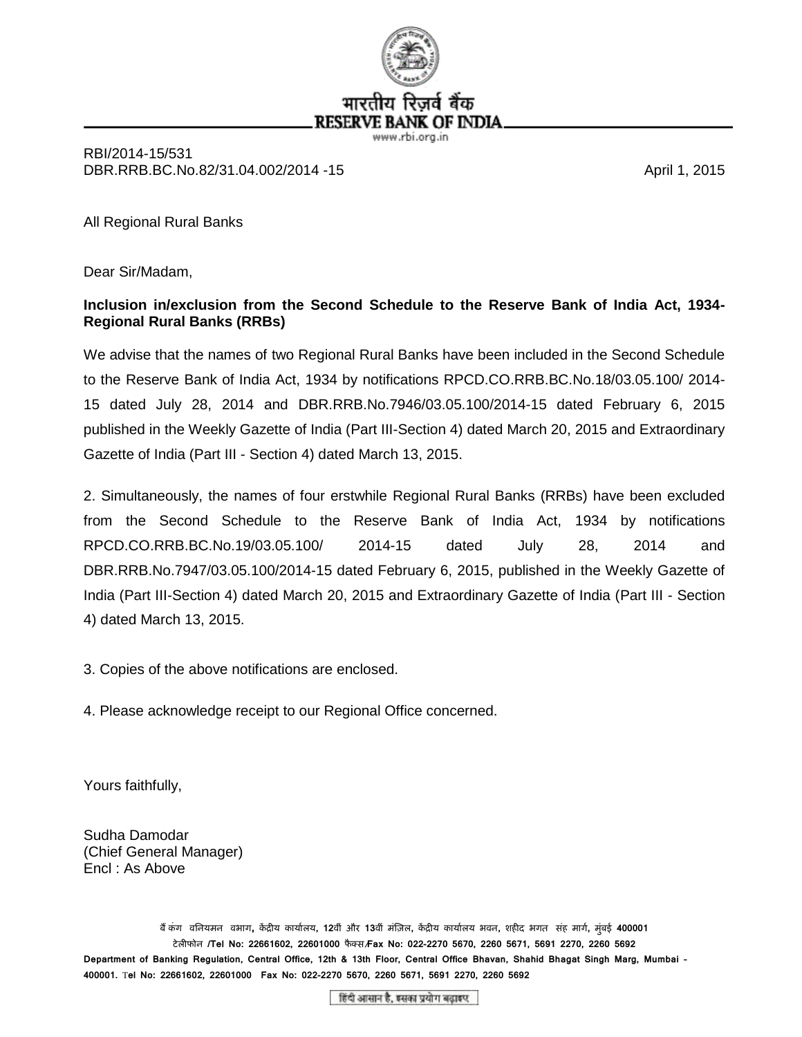भारतीय रिज़र्व बैंक
RESERVE BANK OF INDIA
www.rbi.org.in

RBI/2014-15/531
DBR.RRB.BC.No.82/31.04.002/2014 -15

April 1, 2015

All Regional Rural Banks

Dear Sir/Madam,

**Inclusion in/exclusion from the Second Schedule to the Reserve Bank of India Act, 1934- Regional Rural Banks (RRBs)**

We advise that the names of two Regional Rural Banks have been included in the Second Schedule to the Reserve Bank of India Act, 1934 by notifications RPCD.CO.RRB.BC.No.18/03.05.100/ 2014-15 dated July 28, 2014 and DBR.RRB.No.7946/03.05.100/2014-15 dated February 6, 2015 published in the Weekly Gazette of India (Part III-Section 4) dated March 20, 2015 and Extraordinary Gazette of India (Part III - Section 4) dated March 13, 2015.

2. Simultaneously, the names of four erstwhile Regional Rural Banks (RRBs) have been excluded from the Second Schedule to the Reserve Bank of India Act, 1934 by notifications RPCD.CO.RRB.BC.No.19/03.05.100/ 2014-15 dated July 28, 2014 and DBR.RRB.No.7947/03.05.100/2014-15 dated February 6, 2015, published in the Weekly Gazette of India (Part III-Section 4) dated March 20, 2015 and Extraordinary Gazette of India (Part III - Section 4) dated March 13, 2015.

3. Copies of the above notifications are enclosed.

4. Please acknowledge receipt to our Regional Office concerned.

Yours faithfully,

Sudha Damodar
(Chief General Manager)
Encl : As Above

बैंकिंग विनियमन विभाग, केंद्रीय कार्यालय, 12वीं और 13वीं मंजिल, केंद्रीय कार्यालय भवन, शहीद भगत सिंह मार्ग, मुंबई 400001
टेलीफोन /Tel No: 22661602, 22601000 फैक्स/Fax No: 022-2270 5670, 2260 5671, 5691 2270, 2260 5692

Department of Banking Regulation, Central Office, 12th & 13th Floor, Central Office Bhavan, Shahid Bhagat Singh Marg, Mumbai - 400001. Tel No: 22661602, 22601000 Fax No: 022-2270 5670, 2260 5671, 5691 2270, 2260 5692

हिंदी आसान है, इसका प्रयोग बढ़ाइए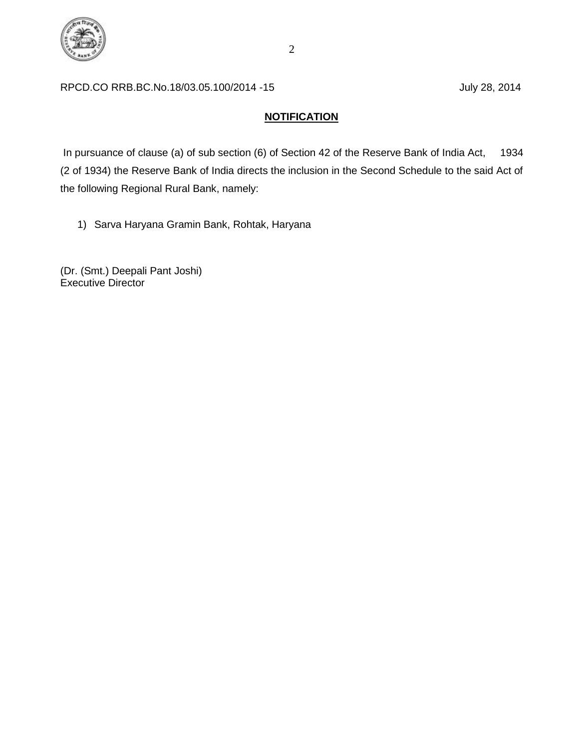RPCD.CO RRB.BC.No.18/03.05.100/2014 -15 July 28, 2014

**NOTIFICATION**

In pursuance of clause (a) of sub section (6) of Section 42 of the Reserve Bank of India Act, 1934 (2 of 1934) the Reserve Bank of India directs the inclusion in the Second Schedule to the said Act of the following Regional Rural Bank, namely:

1) Sarva Haryana Gramin Bank, Rohtak, Haryana

(Dr. (Smt.) Deepali Pant Joshi)
Executive Director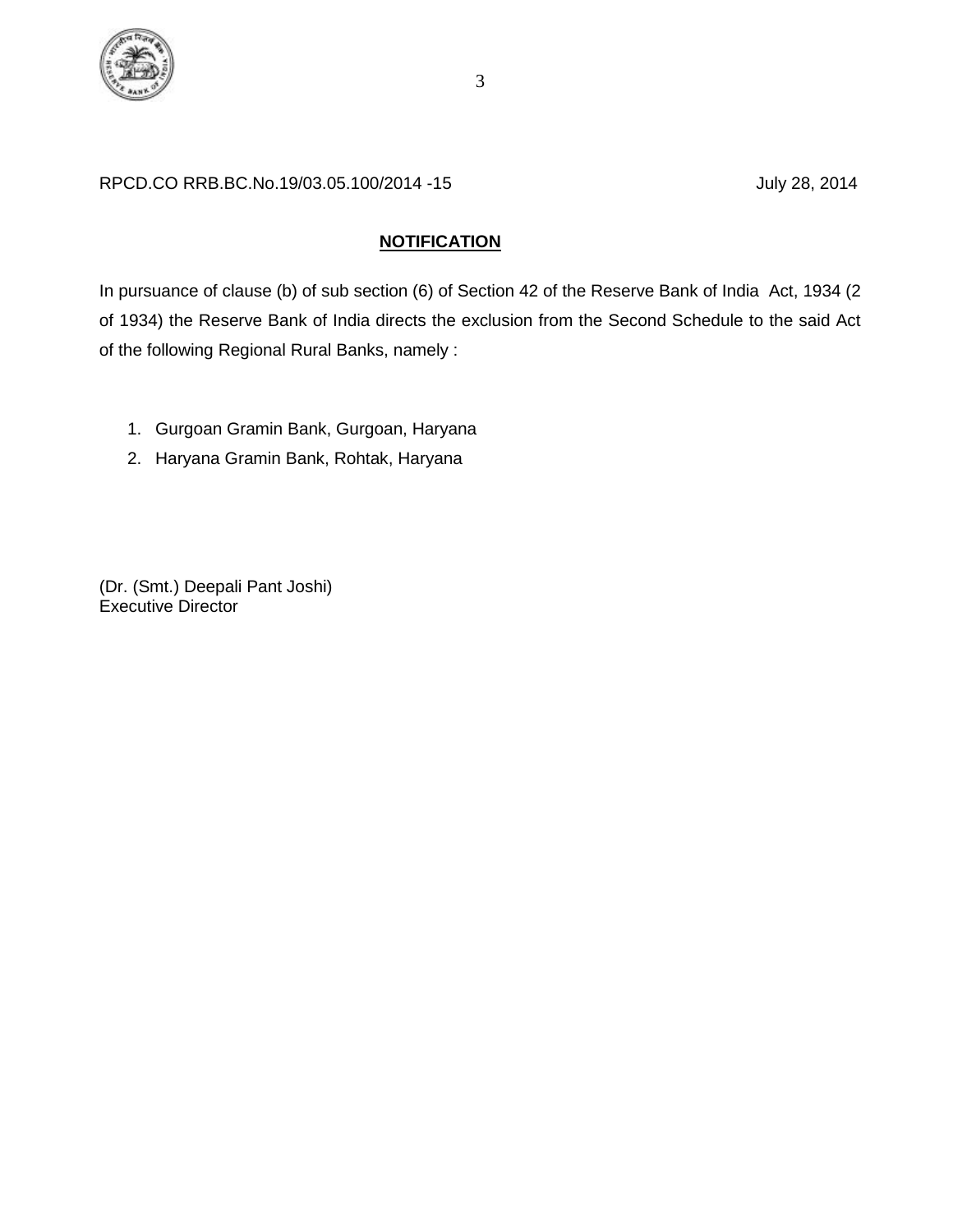RPCD.CO RRB.BC.No.19/03.05.100/2014 -15 July 28, 2014

## NOTIFICATION

In pursuance of clause (b) of sub section (6) of Section 42 of the Reserve Bank of India Act, 1934 (2 of 1934) the Reserve Bank of India directs the exclusion from the Second Schedule to the said Act of the following Regional Rural Banks, namely :

1. Gurgoan Gramin Bank, Gurgoan, Haryana
2. Haryana Gramin Bank, Rohtak, Haryana

(Dr. (Smt.) Deepali Pant Joshi)
Executive Director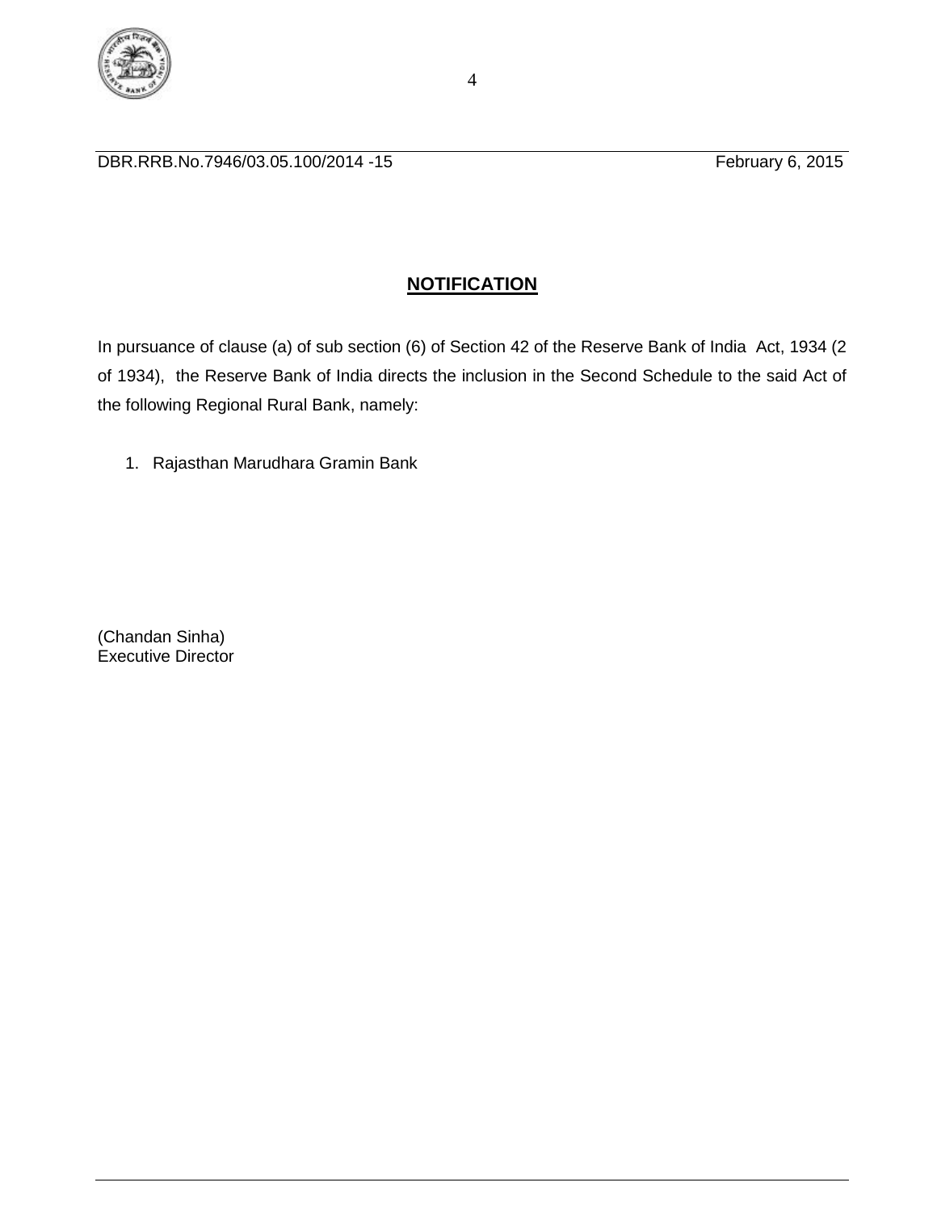DBR.RRB.No.7946/03.05.100/2014 -15 February 6, 2015

## NOTIFICATION

In pursuance of clause (a) of sub section (6) of Section 42 of the Reserve Bank of India Act, 1934 (2 of 1934), the Reserve Bank of India directs the inclusion in the Second Schedule to the said Act of the following Regional Rural Bank, namely:

1. Rajasthan Marudhara Gramin Bank

(Chandan Sinha)
Executive Director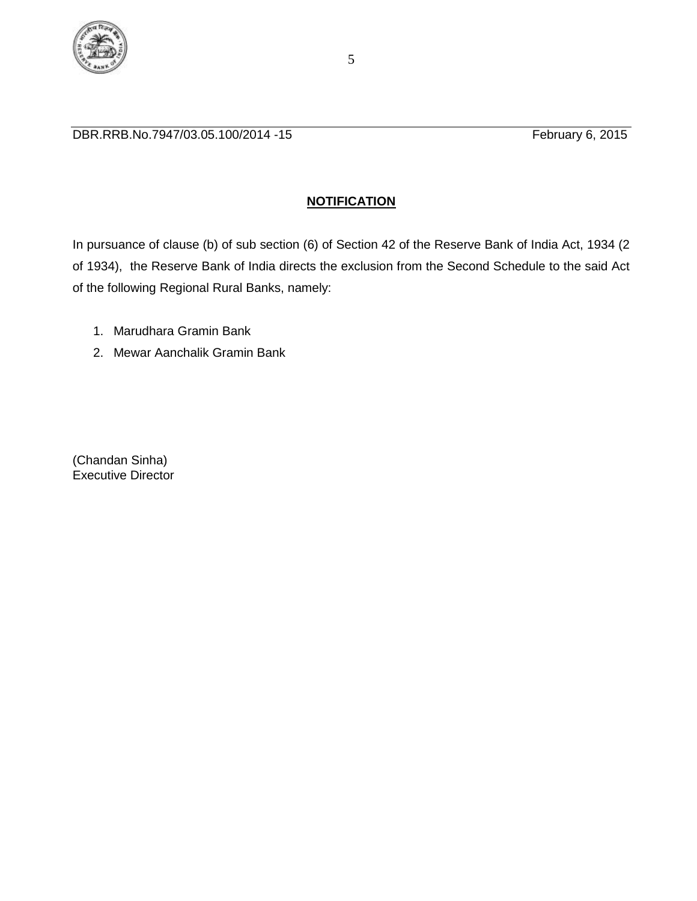DBR.RRB.No.7947/03.05.100/2014 -15 February 6, 2015

**NOTIFICATION**

In pursuance of clause (b) of sub section (6) of Section 42 of the Reserve Bank of India Act, 1934 (2 of 1934), the Reserve Bank of India directs the exclusion from the Second Schedule to the said Act of the following Regional Rural Banks, namely:

1. Marudhara Gramin Bank
2. Mewar Aanchalik Gramin Bank

(Chandan Sinha)
Executive Director